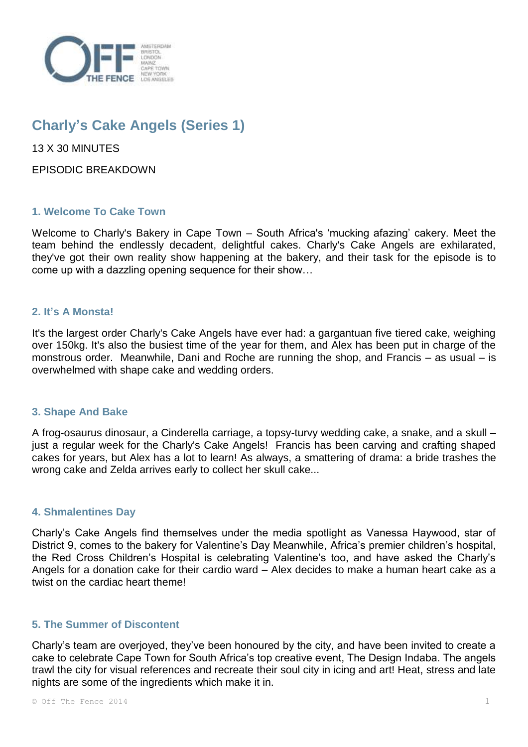# Charly's Cake Angels (Series 1)

13 X 30 MINUTES

EPISODIC BREAKDOWN

## 1. Welcome To Cake Town

Welcome to Charly's Bakery in Cape Town – South Africa's 'mucking afazing' cakery. Meet the team behind the endlessly decadent, delightful cakes. Charly's Cake Angels are exhilarated, they've got their own reality show happening at the bakery, and their task for the episode is to come up with a dazzling opening sequence for their show…

## 2. It's A Monsta!

It's the largest order Charly's Cake Angels have ever had: a gargantuan five tiered cake, weighing over 150kg. It's also the busiest time of the year for them, and Alex has been put in charge of the monstrous order. Meanwhile, Dani and Roche are running the shop, and Francis – as usual – is overwhelmed with shape cake and wedding orders.

## 3. Shape And Bake

A frog-osaurus dinosaur, a Cinderella carriage, a topsy-turvy wedding cake, a snake, and a skull – just a regular week for the Charly's Cake Angels! Francis has been carving and crafting shaped cakes for years, but Alex has a lot to learn! As always, a smattering of drama: a bride trashes the wrong cake and Zelda arrives early to collect her skull cake...

## 4. Shmalentines Day

Charly's Cake Angels find themselves under the media spotlight as Vanessa Haywood, star of District 9, comes to the bakery for Valentine's Day Meanwhile, Africa's premier children's hospital, the Red Cross Children's Hospital is celebrating Valentine's too, and have asked the Charly's Angels for a donation cake for their cardio ward – Alex decides to make a human heart cake as a twist on the cardiac heart theme!

## 5. The Summer of Discontent

Charly's team are overjoyed, they've been honoured by the city, and have been invited to create a cake to celebrate Cape Town for South Africa's top creative event, The Design Indaba. The angels trawl the city for visual references and recreate their soul city in icing and art! Heat, stress and late nights are some of the ingredients which make it in.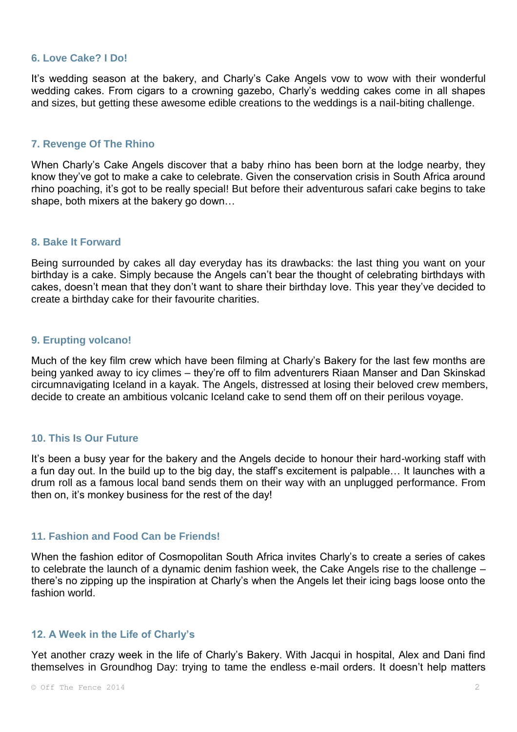### 6. Love Cake? I Do!

It's wedding season at the bakery, and Charly's Cake Angels vow to wow with their wonderful wedding cakes. From cigars to a crowning gazebo, Charly's wedding cakes come in all shapes and sizes, but getting these awesome edible creations to the weddings is a nail-biting challenge.

### 7. Revenge Of The Rhino

When Charly's Cake Angels discover that a baby rhino has been born at the lodge nearby, they know they've got to make a cake to celebrate. Given the conservation crisis in South Africa around rhino poaching, it's got to be really special! But before their adventurous safari cake begins to take shape, both mixers at the bakery go down…

### 8. Bake It Forward

Being surrounded by cakes all day everyday has its drawbacks: the last thing you want on your birthday is a cake. Simply because the Angels can't bear the thought of celebrating birthdays with cakes, doesn't mean that they don't want to share their birthday love. This year they've decided to create a birthday cake for their favourite charities.

### 9. Erupting volcano!

Much of the key film crew which have been filming at Charly's Bakery for the last few months are being yanked away to icy climes – they're off to film adventurers Riaan Manser and Dan Skinskad circumnavigating Iceland in a kayak. The Angels, distressed at losing their beloved crew members, decide to create an ambitious volcanic Iceland cake to send them off on their perilous voyage.

### 10. This Is Our Future

It's been a busy year for the bakery and the Angels decide to honour their hard-working staff with a fun day out. In the build up to the big day, the staff's excitement is palpable… It launches with a drum roll as a famous local band sends them on their way with an unplugged performance. From then on, it's monkey business for the rest of the day!

### 11. Fashion and Food Can be Friends!

When the fashion editor of Cosmopolitan South Africa invites Charly's to create a series of cakes to celebrate the launch of a dynamic denim fashion week, the Cake Angels rise to the challenge – there's no zipping up the inspiration at Charly's when the Angels let their icing bags loose onto the fashion world.

### 12. A Week in the Life of Charly's

Yet another crazy week in the life of Charly's Bakery. With Jacqui in hospital, Alex and Dani find themselves in Groundhog Day: trying to tame the endless e-mail orders. It doesn't help matters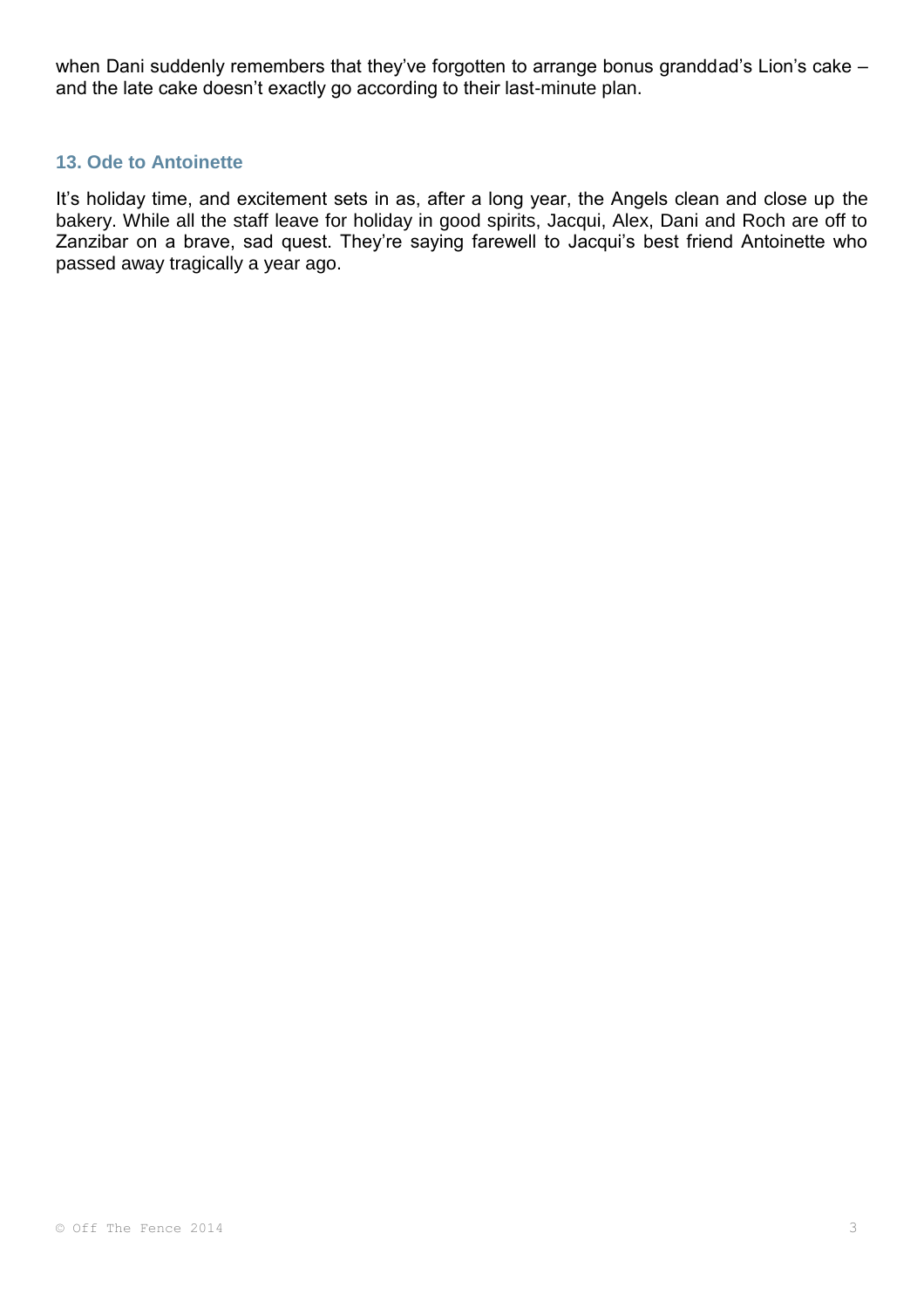when Dani suddenly remembers that they've forgotten to arrange bonus granddad's Lion's cake – and the late cake doesn't exactly go according to their last-minute plan.

### 13. Ode to Antoinette

It's holiday time, and excitement sets in as, after a long year, the Angels clean and close up the bakery. While all the staff leave for holiday in good spirits, Jacqui, Alex, Dani and Roch are off to Zanzibar on a brave, sad quest. They're saying farewell to Jacqui's best friend Antoinette who passed away tragically a year ago.